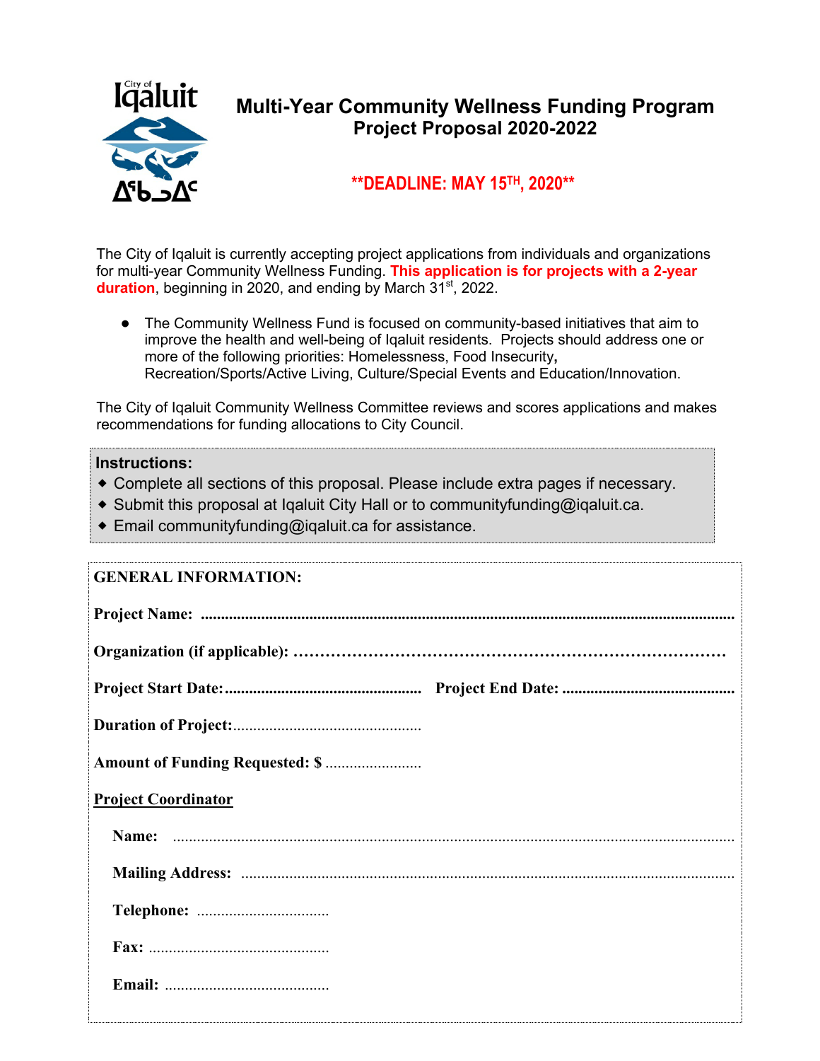City of Iqaluit

ᐃᖃᓗᐃᑦ

# Multi-Year Community Wellness Funding Program
## Project Proposal 2020-2022

**\*\*DEADLINE: MAY 15TH, 2020\*\***

The City of Iqaluit is currently accepting project applications from individuals and organizations for multi-year Community Wellness Funding. **This application is for projects with a 2-year duration**, beginning in 2020, and ending by March 31st, 2022.

- The Community Wellness Fund is focused on community-based initiatives that aim to improve the health and well-being of Iqaluit residents. Projects should address one or more of the following priorities: Homelessness, Food Insecurity, Recreation/Sports/Active Living, Culture/Special Events and Education/Innovation.

The City of Iqaluit Community Wellness Committee reviews and scores applications and makes recommendations for funding allocations to City Council.

**Instructions:**

- Complete all sections of this proposal. Please include extra pages if necessary.
- Submit this proposal at Iqaluit City Hall or to communityfunding@iqaluit.ca.
- Email communityfunding@iqaluit.ca for assistance.

**GENERAL INFORMATION:**

**Project Name:** ..........................................................................................................

**Organization (if applicable):** ……………………………………………………………………

**Project Start Date:**................................................ **Project End Date:** ..........................................

**Duration of Project:**...............................................

**Amount of Funding Requested: $** .......................

**Project Coordinator**

**Name:** ..........................................................................................................................

**Mailing Address:** ..........................................................................................................

**Telephone:** ................................

**Fax:** ............................................

**Email:** ........................................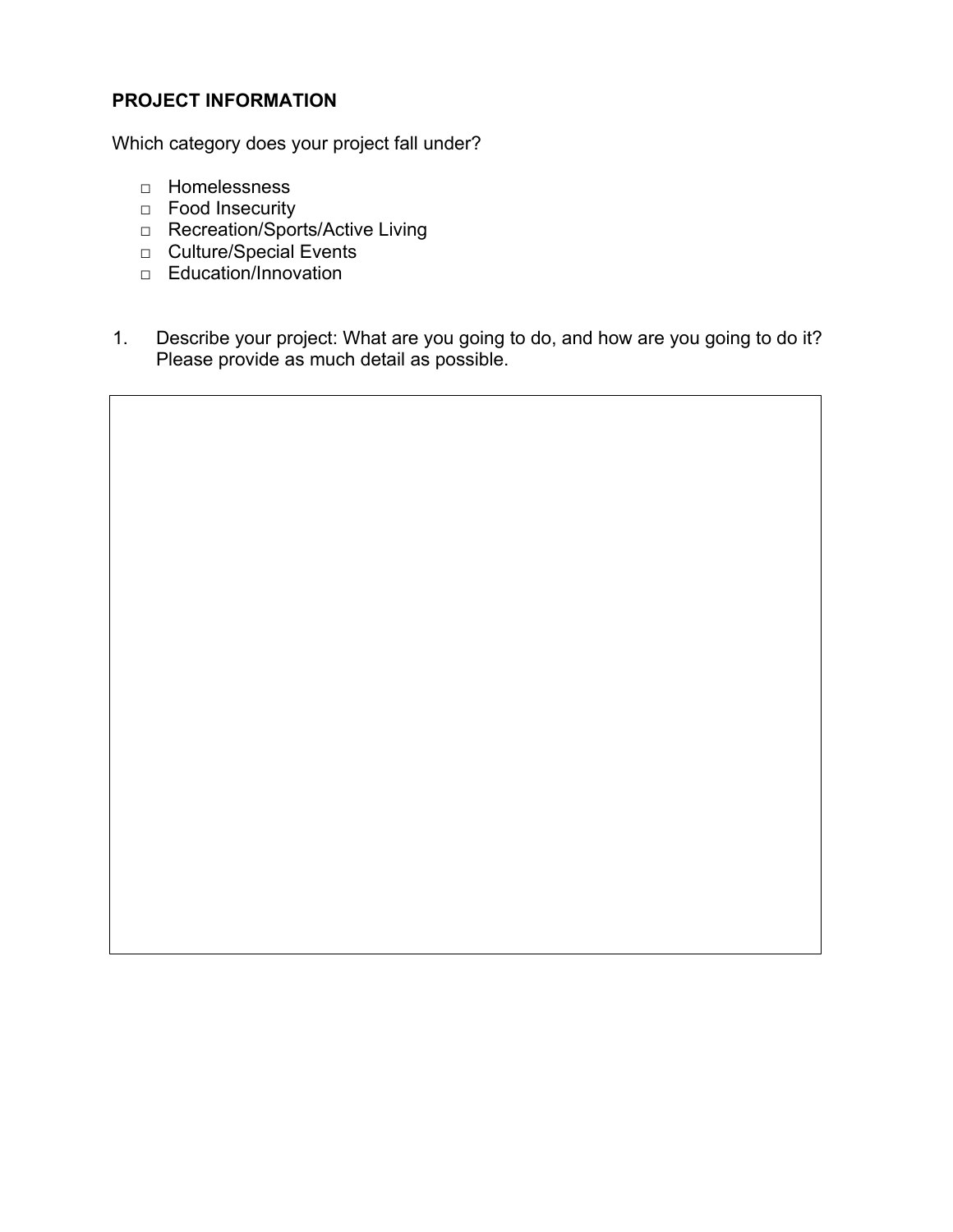**PROJECT INFORMATION**

Which category does your project fall under?

- □ Homelessness
- □ Food Insecurity
- □ Recreation/Sports/Active Living
- □ Culture/Special Events
- □ Education/Innovation

1. Describe your project: What are you going to do, and how are you going to do it? Please provide as much detail as possible.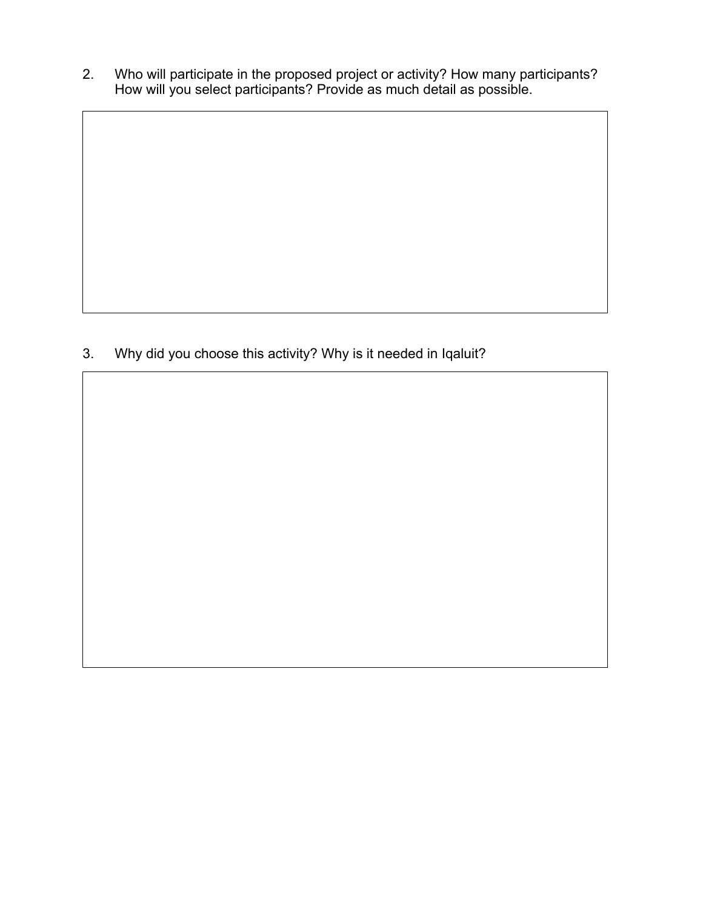2. Who will participate in the proposed project or activity? How many participants? How will you select participants? Provide as much detail as possible.

3. Why did you choose this activity? Why is it needed in Iqaluit?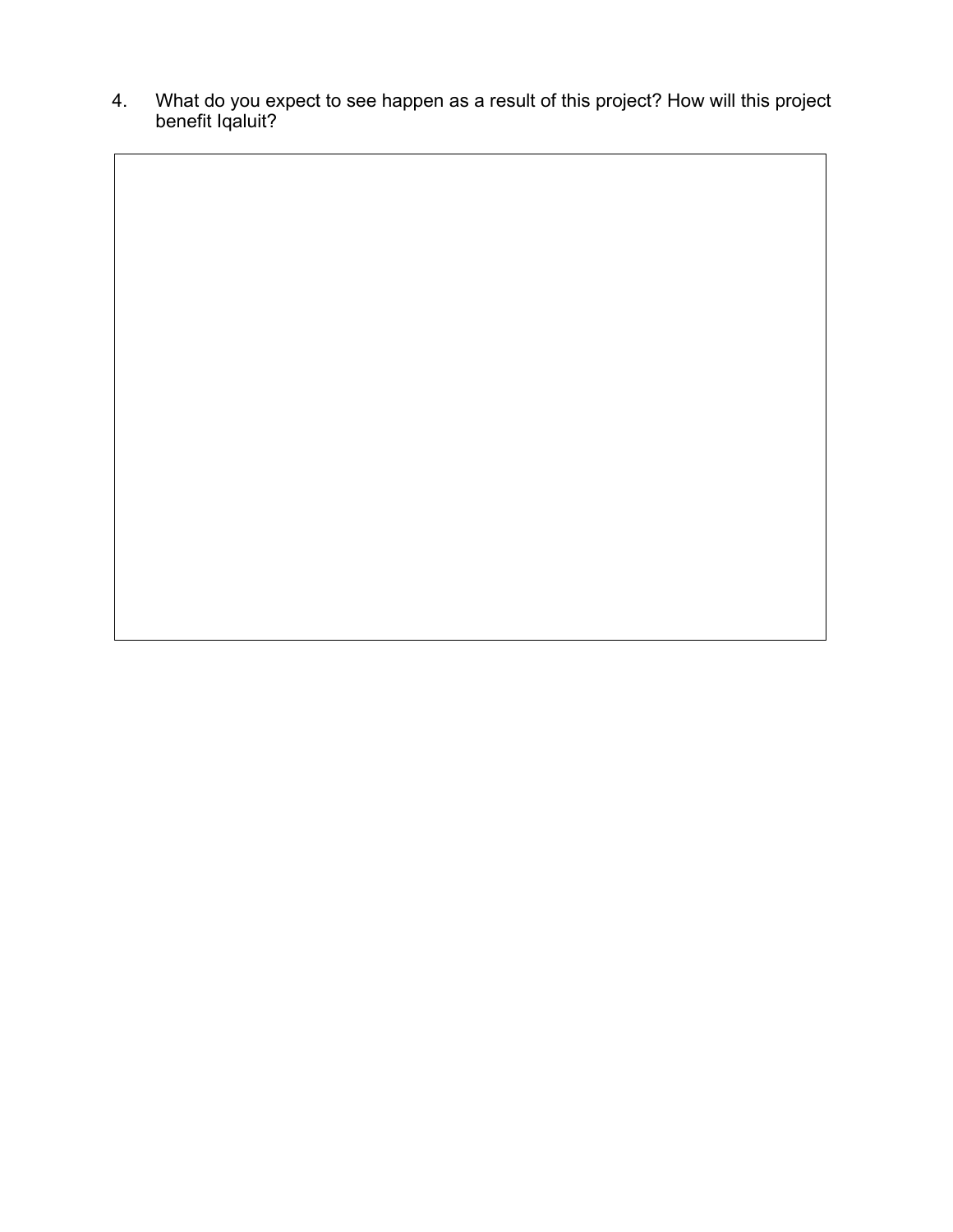4. What do you expect to see happen as a result of this project? How will this project benefit Iqaluit?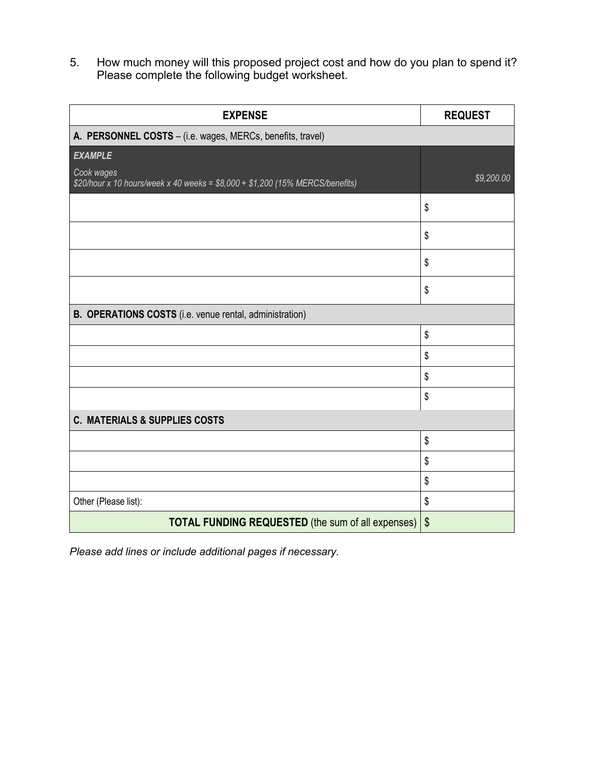5. How much money will this proposed project cost and how do you plan to spend it? Please complete the following budget worksheet.

| EXPENSE | REQUEST |
| --- | --- |
| **A. PERSONNEL COSTS** – (i.e. wages, MERCs, benefits, travel) | |
| ***EXAMPLE*** *Cook wages* *$20/hour x 10 hours/week x 40 weeks = $8,000 + $1,200 (15% MERCS/benefits)* | *$9,200.00* |
| | $ |
| | $ |
| | $ |
| | $ |
| **B. OPERATIONS COSTS** (i.e. venue rental, administration) | |
| | $ |
| | $ |
| | $ |
| | $ |
| **C. MATERIALS & SUPPLIES COSTS** | |
| | $ |
| | $ |
| | $ |
| Other (Please list): | $ |
| **TOTAL FUNDING REQUESTED** (the sum of all expenses) | $ |

*Please add lines or include additional pages if necessary.*